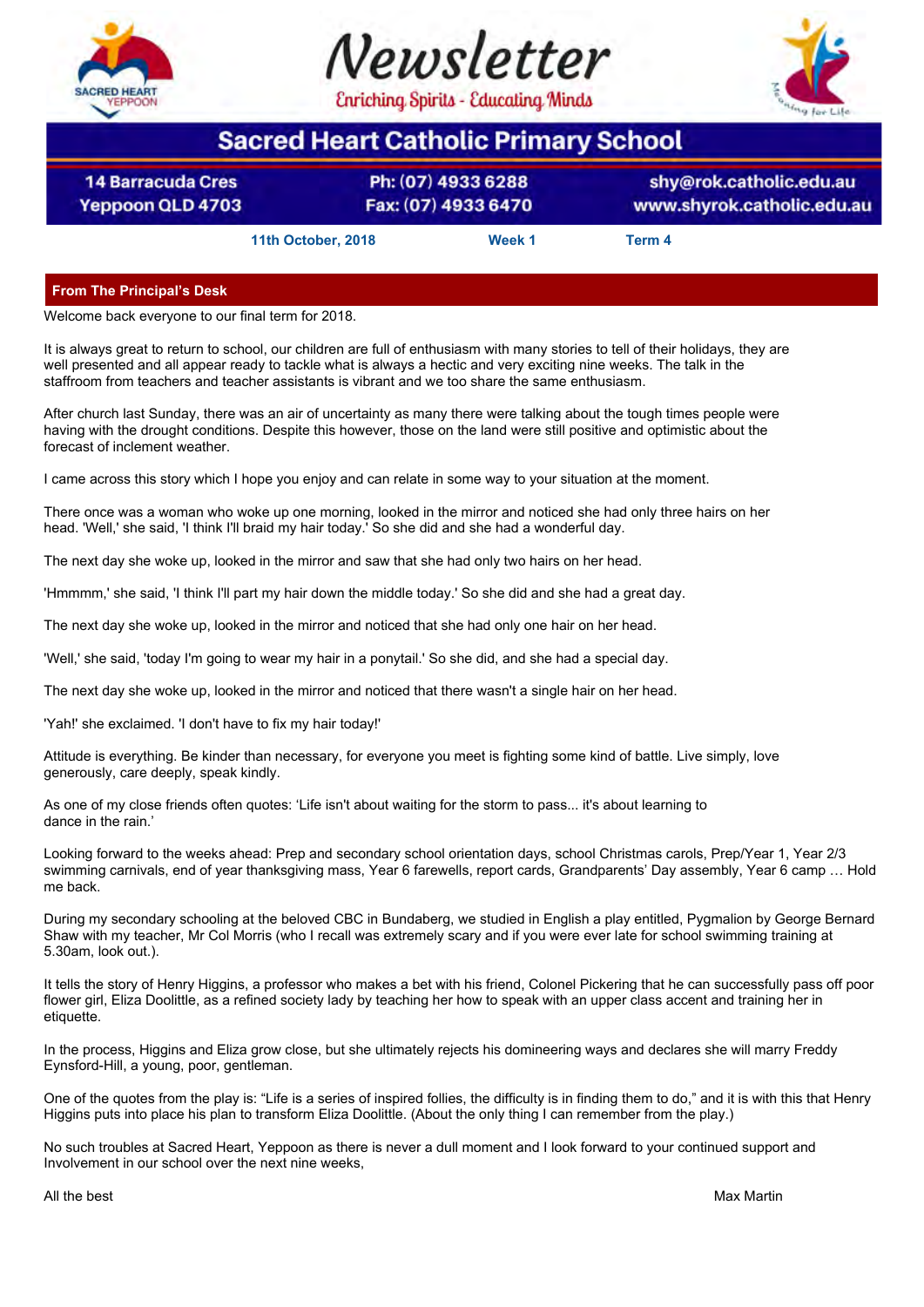# Newsletter

Enriching Spirits - Educating Minds

## Sacred Heart Catholic Primary School

14 Barracuda Cres
Yeppoon QLD 4703

Ph: (07) 4933 6288
Fax: (07) 4933 6470

shy@rok.catholic.edu.au
www.shyrok.catholic.edu.au

**11th October, 2018** **Week 1** **Term 4**

## From The Principal's Desk

Welcome back everyone to our final term for 2018.

It is always great to return to school, our children are full of enthusiasm with many stories to tell of their holidays, they are well presented and all appear ready to tackle what is always a hectic and very exciting nine weeks. The talk in the staffroom from teachers and teacher assistants is vibrant and we too share the same enthusiasm.

After church last Sunday, there was an air of uncertainty as many there were talking about the tough times people were having with the drought conditions. Despite this however, those on the land were still positive and optimistic about the forecast of inclement weather.

I came across this story which I hope you enjoy and can relate in some way to your situation at the moment.

There once was a woman who woke up one morning, looked in the mirror and noticed she had only three hairs on her head. 'Well,' she said, 'I think I'll braid my hair today.' So she did and she had a wonderful day.

The next day she woke up, looked in the mirror and saw that she had only two hairs on her head.

'Hmmmm,' she said, 'I think I'll part my hair down the middle today.' So she did and she had a great day.

The next day she woke up, looked in the mirror and noticed that she had only one hair on her head.

'Well,' she said, 'today I'm going to wear my hair in a ponytail.' So she did, and she had a special day.

The next day she woke up, looked in the mirror and noticed that there wasn't a single hair on her head.

'Yah!' she exclaimed. 'I don't have to fix my hair today!'

Attitude is everything. Be kinder than necessary, for everyone you meet is fighting some kind of battle. Live simply, love generously, care deeply, speak kindly.

As one of my close friends often quotes: 'Life isn't about waiting for the storm to pass... it's about learning to dance in the rain.'

Looking forward to the weeks ahead: Prep and secondary school orientation days, school Christmas carols, Prep/Year 1, Year 2/3 swimming carnivals, end of year thanksgiving mass, Year 6 farewells, report cards, Grandparents' Day assembly, Year 6 camp … Hold me back.

During my secondary schooling at the beloved CBC in Bundaberg, we studied in English a play entitled, Pygmalion by George Bernard Shaw with my teacher, Mr Col Morris (who I recall was extremely scary and if you were ever late for school swimming training at 5.30am, look out.).

It tells the story of Henry Higgins, a professor who makes a bet with his friend, Colonel Pickering that he can successfully pass off poor flower girl, Eliza Doolittle, as a refined society lady by teaching her how to speak with an upper class accent and training her in etiquette.

In the process, Higgins and Eliza grow close, but she ultimately rejects his domineering ways and declares she will marry Freddy Eynsford-Hill, a young, poor, gentleman.

One of the quotes from the play is: "Life is a series of inspired follies, the difficulty is in finding them to do," and it is with this that Henry Higgins puts into place his plan to transform Eliza Doolittle. (About the only thing I can remember from the play.)

No such troubles at Sacred Heart, Yeppoon as there is never a dull moment and I look forward to your continued support and Involvement in our school over the next nine weeks,

All the best

Max Martin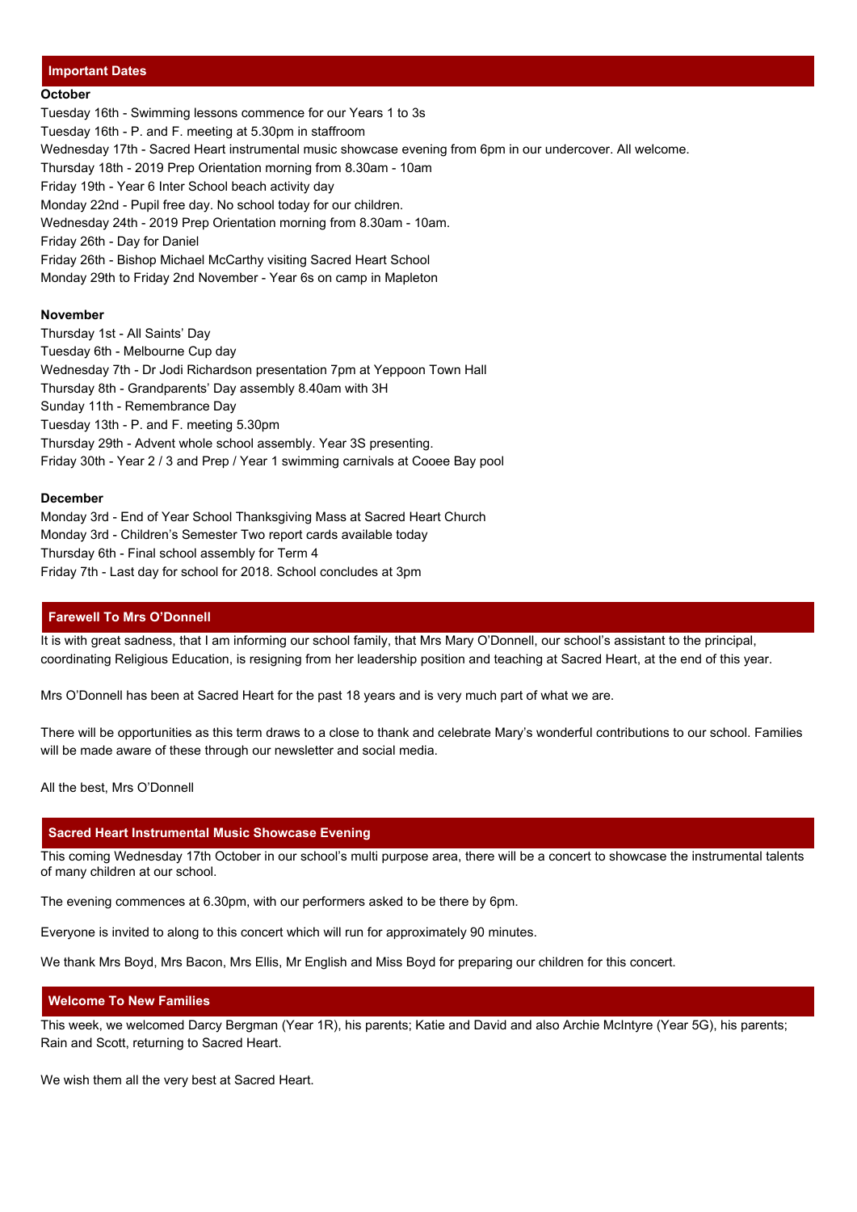## Important Dates

**October**

Tuesday 16th - Swimming lessons commence for our Years 1 to 3s
Tuesday 16th - P. and F. meeting at 5.30pm in staffroom
Wednesday 17th - Sacred Heart instrumental music showcase evening from 6pm in our undercover. All welcome.
Thursday 18th - 2019 Prep Orientation morning from 8.30am - 10am
Friday 19th - Year 6 Inter School beach activity day
Monday 22nd - Pupil free day. No school today for our children.
Wednesday 24th - 2019 Prep Orientation morning from 8.30am - 10am.
Friday 26th - Day for Daniel
Friday 26th - Bishop Michael McCarthy visiting Sacred Heart School
Monday 29th to Friday 2nd November - Year 6s on camp in Mapleton

**November**

Thursday 1st - All Saints' Day
Tuesday 6th - Melbourne Cup day
Wednesday 7th - Dr Jodi Richardson presentation 7pm at Yeppoon Town Hall
Thursday 8th - Grandparents' Day assembly 8.40am with 3H
Sunday 11th - Remembrance Day
Tuesday 13th - P. and F. meeting 5.30pm
Thursday 29th - Advent whole school assembly. Year 3S presenting.
Friday 30th - Year 2 / 3 and Prep / Year 1 swimming carnivals at Cooee Bay pool

**December**

Monday 3rd - End of Year School Thanksgiving Mass at Sacred Heart Church
Monday 3rd - Children's Semester Two report cards available today
Thursday 6th - Final school assembly for Term 4
Friday 7th - Last day for school for 2018. School concludes at 3pm

## Farewell To Mrs O'Donnell

It is with great sadness, that I am informing our school family, that Mrs Mary O'Donnell, our school's assistant to the principal, coordinating Religious Education, is resigning from her leadership position and teaching at Sacred Heart, at the end of this year.

Mrs O'Donnell has been at Sacred Heart for the past 18 years and is very much part of what we are.

There will be opportunities as this term draws to a close to thank and celebrate Mary's wonderful contributions to our school. Families will be made aware of these through our newsletter and social media.

All the best, Mrs O'Donnell

## Sacred Heart Instrumental Music Showcase Evening

This coming Wednesday 17th October in our school's multi purpose area, there will be a concert to showcase the instrumental talents of many children at our school.

The evening commences at 6.30pm, with our performers asked to be there by 6pm.

Everyone is invited to along to this concert which will run for approximately 90 minutes.

We thank Mrs Boyd, Mrs Bacon, Mrs Ellis, Mr English and Miss Boyd for preparing our children for this concert.

## Welcome To New Families

This week, we welcomed Darcy Bergman (Year 1R), his parents; Katie and David and also Archie McIntyre (Year 5G), his parents; Rain and Scott, returning to Sacred Heart.

We wish them all the very best at Sacred Heart.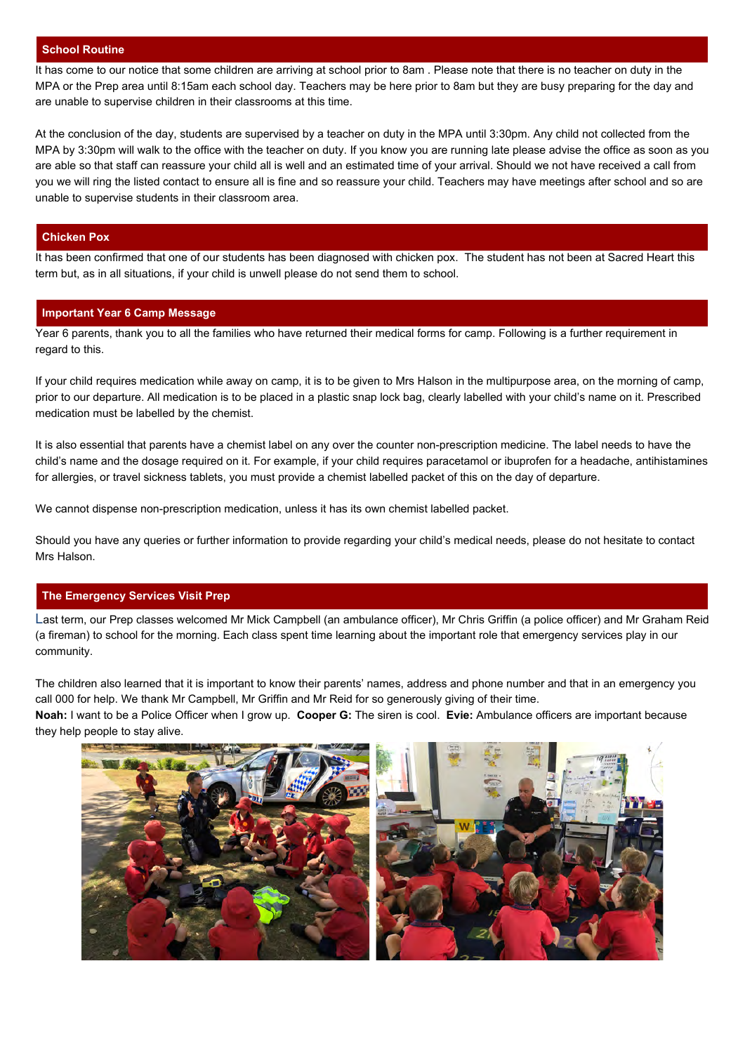## School Routine

It has come to our notice that some children are arriving at school prior to 8am . Please note that there is no teacher on duty in the MPA or the Prep area until 8:15am each school day. Teachers may be here prior to 8am but they are busy preparing for the day and are unable to supervise children in their classrooms at this time.

At the conclusion of the day, students are supervised by a teacher on duty in the MPA until 3:30pm. Any child not collected from the MPA by 3:30pm will walk to the office with the teacher on duty. If you know you are running late please advise the office as soon as you are able so that staff can reassure your child all is well and an estimated time of your arrival. Should we not have received a call from you we will ring the listed contact to ensure all is fine and so reassure your child. Teachers may have meetings after school and so are unable to supervise students in their classroom area.

## Chicken Pox

It has been confirmed that one of our students has been diagnosed with chicken pox. The student has not been at Sacred Heart this term but, as in all situations, if your child is unwell please do not send them to school.

## Important Year 6 Camp Message

Year 6 parents, thank you to all the families who have returned their medical forms for camp. Following is a further requirement in regard to this.

If your child requires medication while away on camp, it is to be given to Mrs Halson in the multipurpose area, on the morning of camp, prior to our departure. All medication is to be placed in a plastic snap lock bag, clearly labelled with your child's name on it. Prescribed medication must be labelled by the chemist.

It is also essential that parents have a chemist label on any over the counter non-prescription medicine. The label needs to have the child's name and the dosage required on it. For example, if your child requires paracetamol or ibuprofen for a headache, antihistamines for allergies, or travel sickness tablets, you must provide a chemist labelled packet of this on the day of departure.

We cannot dispense non-prescription medication, unless it has its own chemist labelled packet.

Should you have any queries or further information to provide regarding your child's medical needs, please do not hesitate to contact Mrs Halson.

## The Emergency Services Visit Prep

Last term, our Prep classes welcomed Mr Mick Campbell (an ambulance officer), Mr Chris Griffin (a police officer) and Mr Graham Reid (a fireman) to school for the morning. Each class spent time learning about the important role that emergency services play in our community.

The children also learned that it is important to know their parents' names, address and phone number and that in an emergency you call 000 for help. We thank Mr Campbell, Mr Griffin and Mr Reid for so generously giving of their time.
**Noah:** I want to be a Police Officer when I grow up. **Cooper G:** The siren is cool. **Evie:** Ambulance officers are important because they help people to stay alive.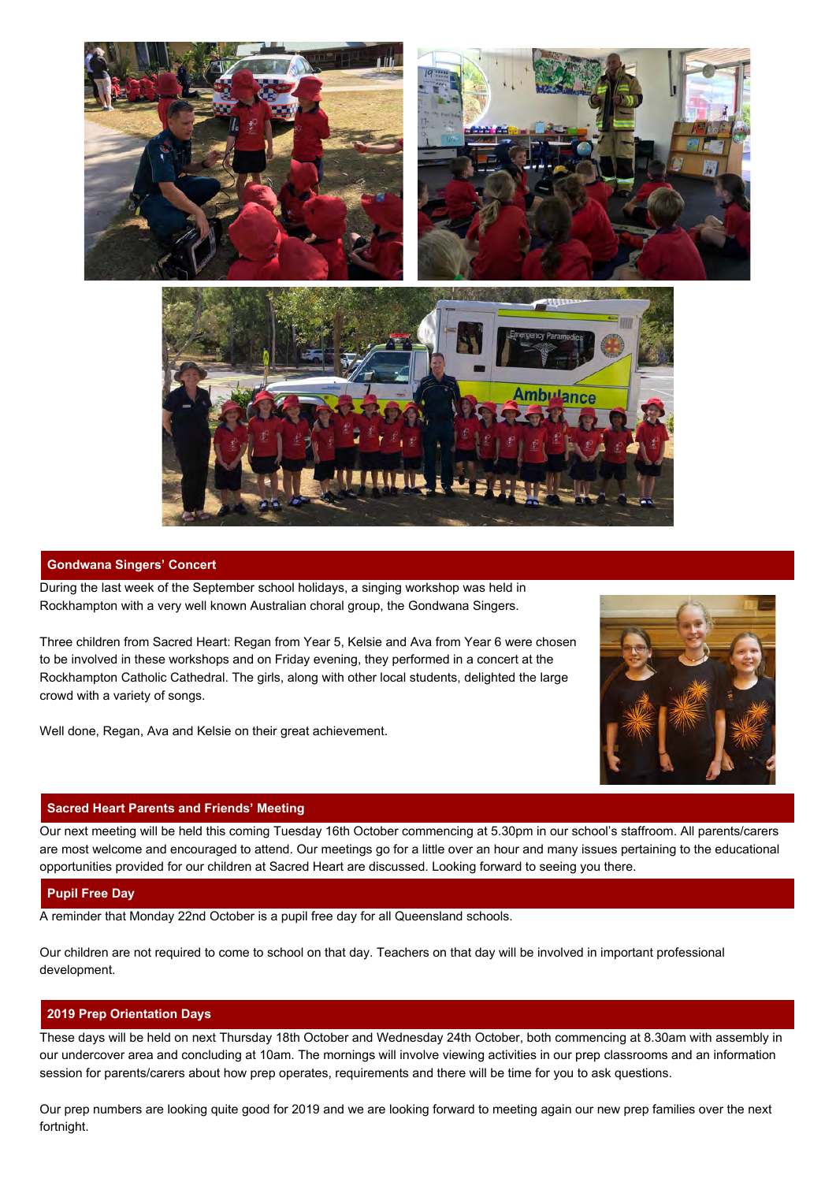## Gondwana Singers' Concert

During the last week of the September school holidays, a singing workshop was held in Rockhampton with a very well known Australian choral group, the Gondwana Singers.

Three children from Sacred Heart: Regan from Year 5, Kelsie and Ava from Year 6 were chosen to be involved in these workshops and on Friday evening, they performed in a concert at the Rockhampton Catholic Cathedral. The girls, along with other local students, delighted the large crowd with a variety of songs.

Well done, Regan, Ava and Kelsie on their great achievement.

## Sacred Heart Parents and Friends' Meeting

Our next meeting will be held this coming Tuesday 16th October commencing at 5.30pm in our school's staffroom. All parents/carers are most welcome and encouraged to attend. Our meetings go for a little over an hour and many issues pertaining to the educational opportunities provided for our children at Sacred Heart are discussed. Looking forward to seeing you there.

## Pupil Free Day

A reminder that Monday 22nd October is a pupil free day for all Queensland schools.

Our children are not required to come to school on that day. Teachers on that day will be involved in important professional development.

## 2019 Prep Orientation Days

These days will be held on next Thursday 18th October and Wednesday 24th October, both commencing at 8.30am with assembly in our undercover area and concluding at 10am. The mornings will involve viewing activities in our prep classrooms and an information session for parents/carers about how prep operates, requirements and there will be time for you to ask questions.

Our prep numbers are looking quite good for 2019 and we are looking forward to meeting again our new prep families over the next fortnight.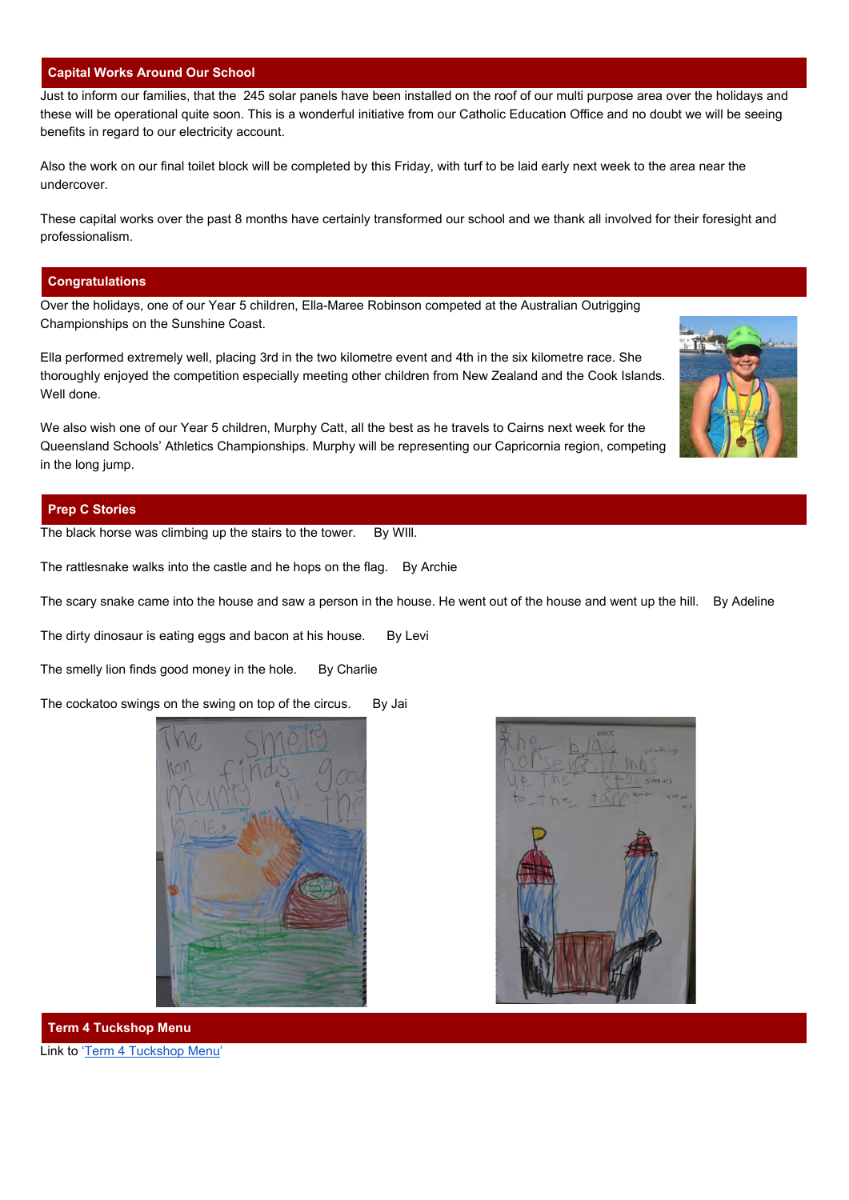## Capital Works Around Our School

Just to inform our families, that the  245 solar panels have been installed on the roof of our multi purpose area over the holidays and these will be operational quite soon. This is a wonderful initiative from our Catholic Education Office and no doubt we will be seeing benefits in regard to our electricity account.

Also the work on our final toilet block will be completed by this Friday, with turf to be laid early next week to the area near the undercover.

These capital works over the past 8 months have certainly transformed our school and we thank all involved for their foresight and professionalism.

## Congratulations

Over the holidays, one of our Year 5 children, Ella-Maree Robinson competed at the Australian Outrigging Championships on the Sunshine Coast.

Ella performed extremely well, placing 3rd in the two kilometre event and 4th in the six kilometre race. She thoroughly enjoyed the competition especially meeting other children from New Zealand and the Cook Islands. Well done.

We also wish one of our Year 5 children, Murphy Catt, all the best as he travels to Cairns next week for the Queensland Schools' Athletics Championships. Murphy will be representing our Capricornia region, competing in the long jump.

## Prep C Stories

The black horse was climbing up the stairs to the tower.    By WIll.

The rattlesnake walks into the castle and he hops on the flag.   By Archie

The scary snake came into the house and saw a person in the house. He went out of the house and went up the hill.   By Adeline

The dirty dinosaur is eating eggs and bacon at his house.    By Levi

The smelly lion finds good money in the hole.    By Charlie

The cockatoo swings on the swing on top of the circus.    By Jai

## Term 4 Tuckshop Menu

Link to 'Term 4 Tuckshop Menu'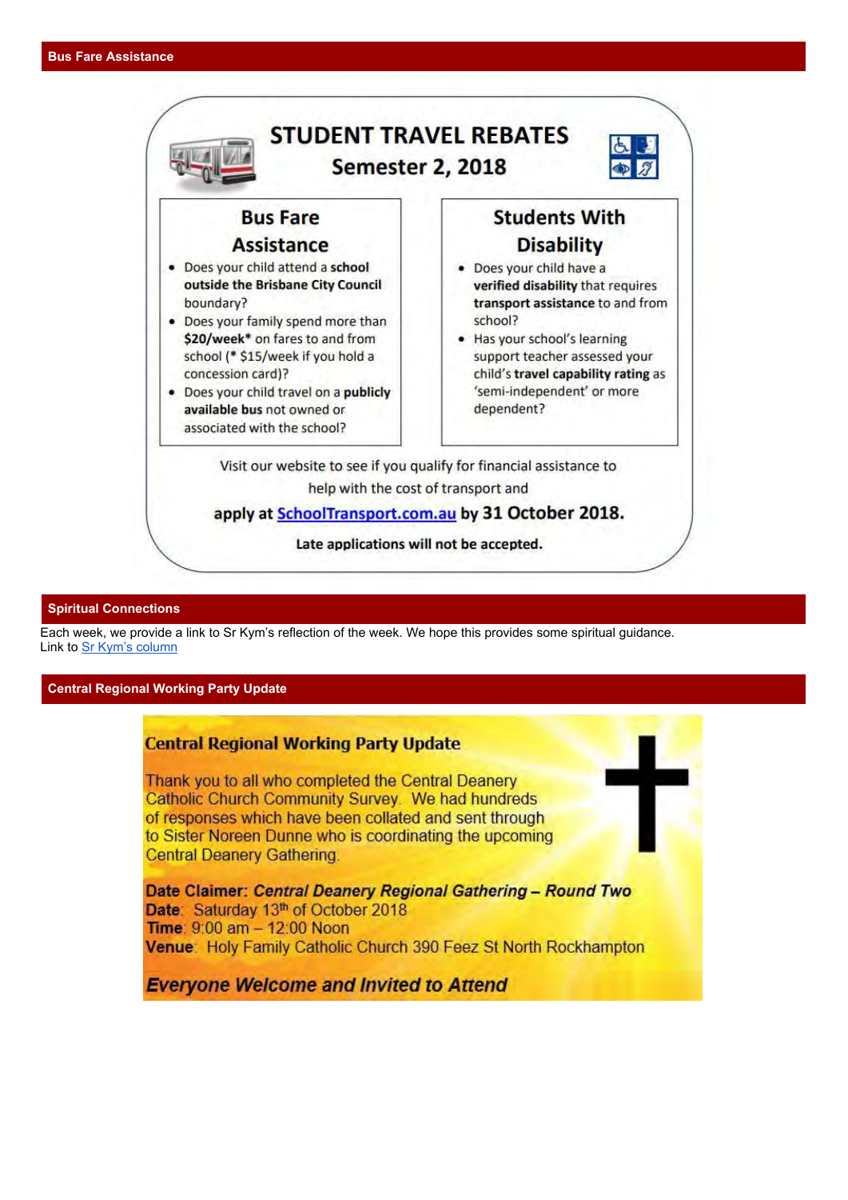## Bus Fare Assistance

### STUDENT TRAVEL REBATES
### Semester 2, 2018

#### Bus Fare Assistance

- Does your child attend a **school outside the Brisbane City Council** boundary?
- Does your family spend more than **$20/week*** on fares to and from school (* $15/week if you hold a concession card)?
- Does your child travel on a **publicly available bus** not owned or associated with the school?

#### Students With Disability

- Does your child have a **verified disability** that requires **transport assistance** to and from school?
- Has your school's learning support teacher assessed your child's **travel capability rating** as 'semi-independent' or more dependent?

Visit our website to see if you qualify for financial assistance to help with the cost of transport and

**apply at [SchoolTransport.com.au](SchoolTransport.com.au) by 31 October 2018.**

**Late applications will not be accepted.**

## Spiritual Connections

Each week, we provide a link to Sr Kym's reflection of the week. We hope this provides some spiritual guidance.
Link to [Sr Kym's column]()

## Central Regional Working Party Update

### Central Regional Working Party Update

Thank you to all who completed the Central Deanery Catholic Church Community Survey. We had hundreds of responses which have been collated and sent through to Sister Noreen Dunne who is coordinating the upcoming Central Deanery Gathering.

**Date Claimer:** ***Central Deanery Regional Gathering – Round Two***
**Date**: Saturday 13th of October 2018
**Time**: 9:00 am – 12:00 Noon
**Venue**: Holy Family Catholic Church 390 Feez St North Rockhampton

***Everyone Welcome and Invited to Attend***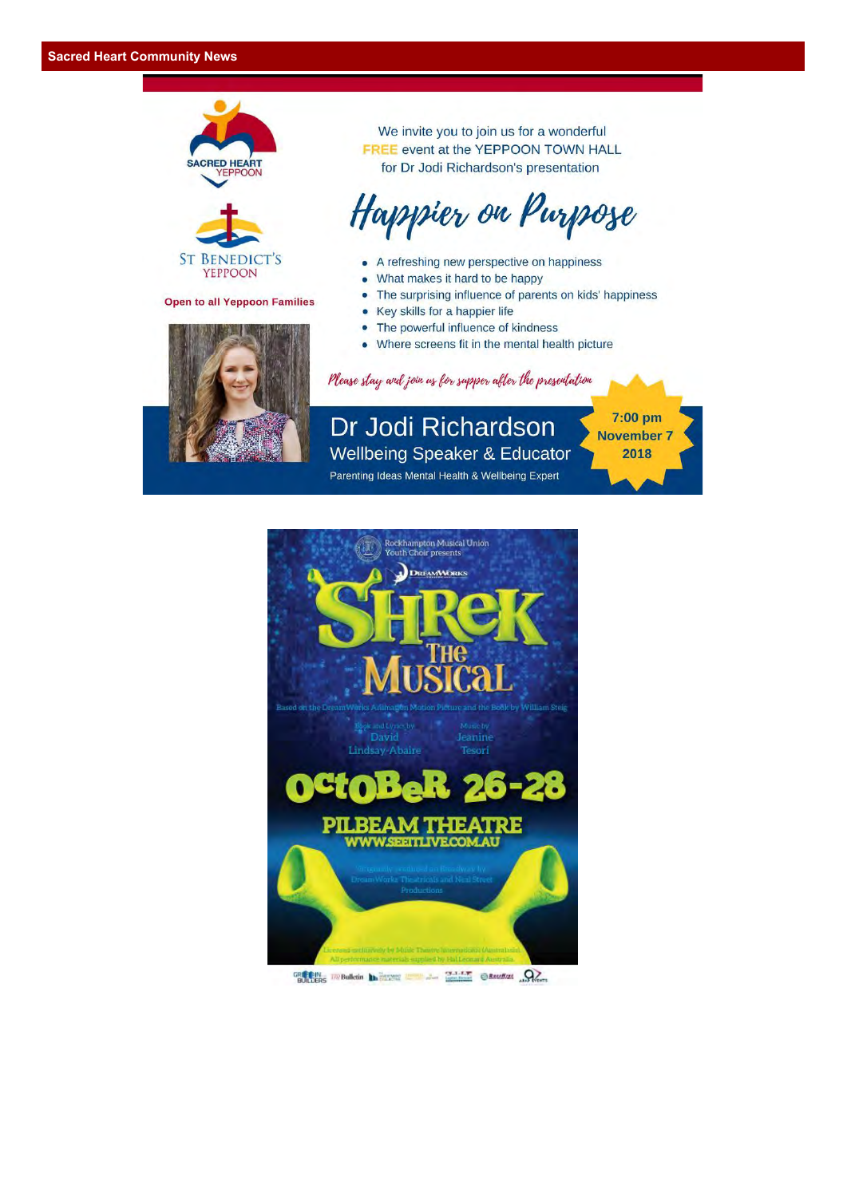SACRED HEART YEPPOON

ST BENEDICT'S YEPPOON

**Open to all Yeppoon Families**

We invite you to join us for a wonderful FREE event at the YEPPOON TOWN HALL for Dr Jodi Richardson's presentation

# Happier on Purpose

- A refreshing new perspective on happiness
- What makes it hard to be happy
- The surprising influence of parents on kids' happiness
- Key skills for a happier life
- The powerful influence of kindness
- Where screens fit in the mental health picture

*Please stay and join us for supper after the presentation*

## Dr Jodi Richardson

Wellbeing Speaker & Educator

Parenting Ideas Mental Health & Wellbeing Expert

**7:00 pm November 7 2018**

Rockhampton Musical Union Youth Choir presents

DreamWorks

# SHREK The Musical

Based on the DreamWorks Animation Motion Picture and the Book by William Steig

Book and Lyrics by David Lindsay-Abaire

Music by Jeanine Tesori

## OCTOBER 26-28

**PILBEAM THEATRE**

**WWW.SEEITLIVE.COM.AU**

Originally produced on Broadway by DreamWorks Theatricals and Neal Street Productions

Licensed exclusively by Music Theatre International (Australasia). All performance materials supplied by Hal Leonard Australia.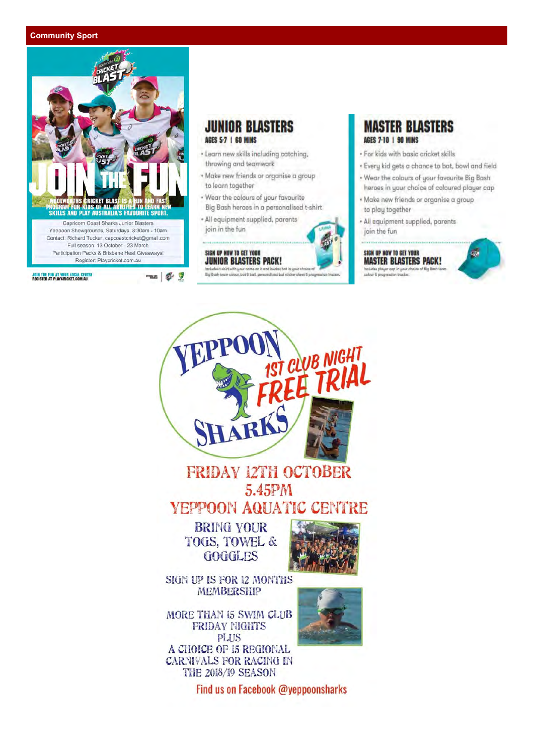## Community Sport

CRICKET BLAST

# JOIN THE FUN

WOOLWORTHS CRICKET BLAST IS A FUN AND FAST PROGRAM FOR KIDS OF ALL ABILITIES TO LEARN NEW SKILLS AND PLAY AUSTRALIA'S FAVOURITE SPORT.

Capricorn Coast Sharks Junior Blasters
Yeppoon Showgrounds, Saturdays, 8:30am - 10am
Contact: Richard Tucker, capcoastcricket@gmail.com
Full season: 13 October - 23 March
Participation Packs & Brisbane Heat Giveaways!
Register: Playcricket.com.au

JOIN THE FUN AT YOUR LOCAL CENTRE
REGISTER AT PLAYCRICKET.COM.AU

## JUNIOR BLASTERS

**AGES 5-7 | 60 MINS**

- Learn new skills including catching, throwing and teamwork
- Make new friends or organise a group to learn together
- Wear the colours of your favourite Big Bash heroes in a personalised t-shirt
- All equipment supplied, parents join in the fun

**SIGN UP NOW TO GET YOUR JUNIOR BLASTERS PACK!**

Includes t-shirt with your name on it and bucket hat in your choice of Big Bash team colour, bat & ball, personalised bat sticker sheet & progression tracker.

## MASTER BLASTERS

**AGES 7-10 | 90 MINS**

- For kids with basic cricket skills
- Every kid gets a chance to bat, bowl and field
- Wear the colours of your favourite Big Bash heroes in your choice of coloured player cap
- Make new friends or organise a group to play together
- All equipment supplied, parents join in the fun

**SIGN UP NOW TO GET YOUR MASTER BLASTERS PACK!**

Includes player cap in your choice of Big Bash team colour & progression tracker.

# YEPPOON SHARKS

## 1ST CLUB NIGHT FREE TRIAL

FRIDAY 12TH OCTOBER
5.45PM
YEPPOON AQUATIC CENTRE

BRING YOUR TOGS, TOWEL & GOGGLES

SIGN UP IS FOR 12 MONTHS MEMBERSHIP

MORE THAN 15 SWIM CLUB FRIDAY NIGHTS
PLUS
A CHOICE OF 15 REGIONAL CARNIVALS FOR RACING IN THE 2018/19 SEASON

Find us on Facebook @yeppoonsharks